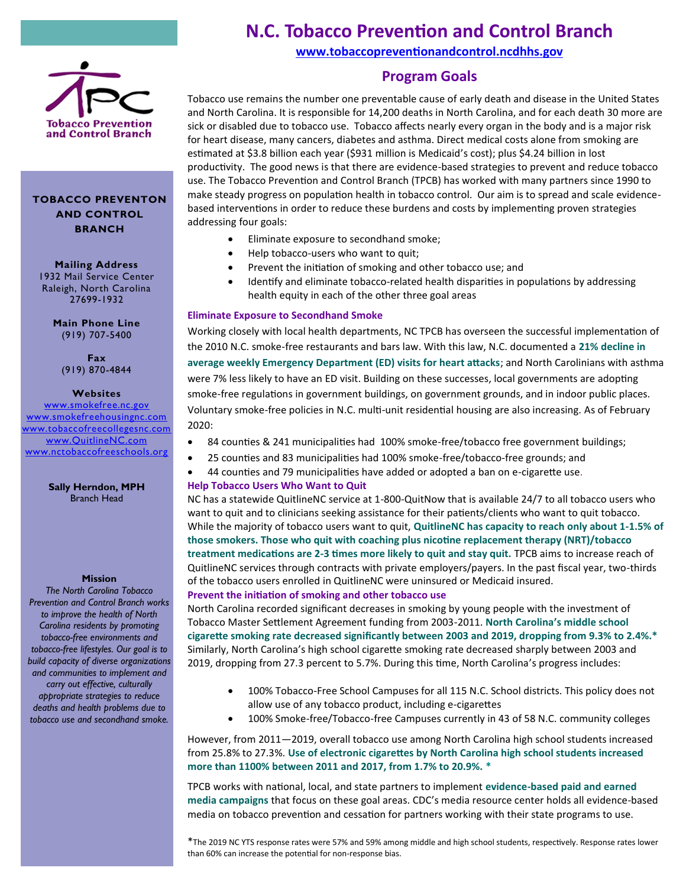# N.C. Tobacco Prevention and Control Branch

www.tobaccopreventionandcontrol.ncdhhs.gov

Tobacco Prevention and Control Branch

**TOBACCO PREVENTON AND CONTROL BRANCH**

**Mailing Address**
1932 Mail Service Center
Raleigh, North Carolina
27699-1932

**Main Phone Line**
(919) 707-5400

**Fax**
(919) 870-4844

**Websites**
www.smokefree.nc.gov
www.smokefreehousingnc.com
www.tobaccofreecollegesnc.com
www.QuitlineNC.com
www.nctobaccofreeschools.org

**Sally Herndon, MPH**
Branch Head

**Mission**

*The North Carolina Tobacco Prevention and Control Branch works to improve the health of North Carolina residents by promoting tobacco-free environments and tobacco-free lifestyles. Our goal is to build capacity of diverse organizations and communities to implement and carry out effective, culturally appropriate strategies to reduce deaths and health problems due to tobacco use and secondhand smoke.*

## Program Goals

Tobacco use remains the number one preventable cause of early death and disease in the United States and North Carolina. It is responsible for 14,200 deaths in North Carolina, and for each death 30 more are sick or disabled due to tobacco use. Tobacco affects nearly every organ in the body and is a major risk for heart disease, many cancers, diabetes and asthma. Direct medical costs alone from smoking are estimated at $3.8 billion each year ($931 million is Medicaid's cost); plus $4.24 billion in lost productivity. The good news is that there are evidence-based strategies to prevent and reduce tobacco use. The Tobacco Prevention and Control Branch (TPCB) has worked with many partners since 1990 to make steady progress on population health in tobacco control. Our aim is to spread and scale evidence-based interventions in order to reduce these burdens and costs by implementing proven strategies addressing four goals:

- Eliminate exposure to secondhand smoke;
- Help tobacco-users who want to quit;
- Prevent the initiation of smoking and other tobacco use; and
- Identify and eliminate tobacco-related health disparities in populations by addressing health equity in each of the other three goal areas

### Eliminate Exposure to Secondhand Smoke

Working closely with local health departments, NC TPCB has overseen the successful implementation of the 2010 N.C. smoke-free restaurants and bars law. With this law, N.C. documented a **21% decline in average weekly Emergency Department (ED) visits for heart attacks**; and North Carolinians with asthma were 7% less likely to have an ED visit. Building on these successes, local governments are adopting smoke-free regulations in government buildings, on government grounds, and in indoor public places. Voluntary smoke-free policies in N.C. multi-unit residential housing are also increasing. As of February 2020:

- 84 counties & 241 municipalities had 100% smoke-free/tobacco free government buildings;
- 25 counties and 83 municipalities had 100% smoke-free/tobacco-free grounds; and
- 44 counties and 79 municipalities have added or adopted a ban on e-cigarette use.

### Help Tobacco Users Who Want to Quit

NC has a statewide QuitlineNC service at 1-800-QuitNow that is available 24/7 to all tobacco users who want to quit and to clinicians seeking assistance for their patients/clients who want to quit tobacco. While the majority of tobacco users want to quit, **QuitlineNC has capacity to reach only about 1-1.5% of those smokers. Those who quit with coaching plus nicotine replacement therapy (NRT)/tobacco treatment medications are 2-3 times more likely to quit and stay quit.** TPCB aims to increase reach of QuitlineNC services through contracts with private employers/payers. In the past fiscal year, two-thirds of the tobacco users enrolled in QuitlineNC were uninsured or Medicaid insured.

### Prevent the initiation of smoking and other tobacco use

North Carolina recorded significant decreases in smoking by young people with the investment of Tobacco Master Settlement Agreement funding from 2003-2011. **North Carolina's middle school cigarette smoking rate decreased significantly between 2003 and 2019, dropping from 9.3% to 2.4%.*** Similarly, North Carolina's high school cigarette smoking rate decreased sharply between 2003 and 2019, dropping from 27.3 percent to 5.7%. During this time, North Carolina's progress includes:

- 100% Tobacco-Free School Campuses for all 115 N.C. School districts. This policy does not allow use of any tobacco product, including e-cigarettes
- 100% Smoke-free/Tobacco-free Campuses currently in 43 of 58 N.C. community colleges

However, from 2011—2019, overall tobacco use among North Carolina high school students increased from 25.8% to 27.3%. **Use of electronic cigarettes by North Carolina high school students increased more than 1100% between 2011 and 2017, from 1.7% to 20.9%. ***

TPCB works with national, local, and state partners to implement **evidence-based paid and earned media campaigns** that focus on these goal areas. CDC's media resource center holds all evidence-based media on tobacco prevention and cessation for partners working with their state programs to use.

*The 2019 NC YTS response rates were 57% and 59% among middle and high school students, respectively. Response rates lower than 60% can increase the potential for non-response bias.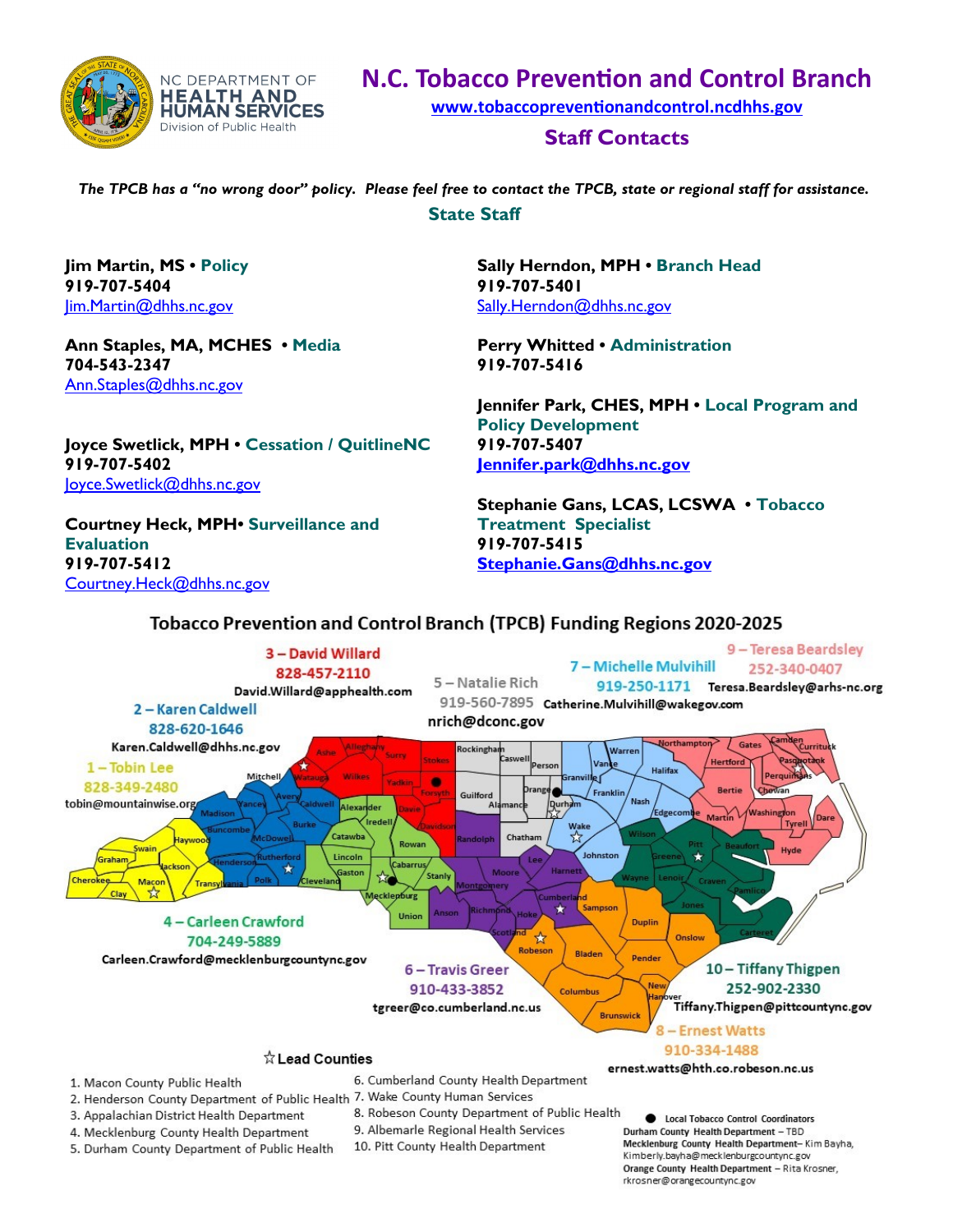# N.C. Tobacco Prevention and Control Branch

www.tobaccopreventionandcontrol.ncdhhs.gov

## Staff Contacts

NC DEPARTMENT OF HEALTH AND HUMAN SERVICES
Division of Public Health

*The TPCB has a "no wrong door" policy. Please feel free to contact the TPCB, state or regional staff for assistance.*

### State Staff

**Jim Martin, MS** • **Policy**
**919-707-5404**
Jim.Martin@dhhs.nc.gov

**Ann Staples, MA, MCHES** • **Media**
**704-543-2347**
Ann.Staples@dhhs.nc.gov

**Joyce Swetlick, MPH** • **Cessation / QuitlineNC**
**919-707-5402**
Joyce.Swetlick@dhhs.nc.gov

**Courtney Heck, MPH** • **Surveillance and Evaluation**
**919-707-5412**
Courtney.Heck@dhhs.nc.gov

**Sally Herndon, MPH** • **Branch Head**
**919-707-5401**
Sally.Herndon@dhhs.nc.gov

**Perry Whitted** • **Administration**
**919-707-5416**

**Jennifer Park, CHES, MPH** • **Local Program and Policy Development**
**919-707-5407**
**Jennifer.park@dhhs.nc.gov**

**Stephanie Gans, LCAS, LCSWA** • **Tobacco Treatment Specialist**
**919-707-5415**
**Stephanie.Gans@dhhs.nc.gov**

### Tobacco Prevention and Control Branch (TPCB) Funding Regions 2020-2025

1 – Tobin Lee
828-349-2480
tobin@mountainwise.org

2 – Karen Caldwell
828-620-1646
Karen.Caldwell@dhhs.nc.gov

3 – David Willard
828-457-2110
David.Willard@apphealth.com

4 – Carleen Crawford
704-249-5889
Carleen.Crawford@mecklenburgcountync.gov

5 – Natalie Rich
919-560-7895
nrich@dconc.gov

6 – Travis Greer
910-433-3852
tgreer@co.cumberland.nc.us

7 – Michelle Mulvihill
919-250-1171
Catherine.Mulvihill@wakegov.com

8 – Ernest Watts
910-334-1488
ernest.watts@hth.co.robeson.nc.us

9 – Teresa Beardsley
252-340-0407
Teresa.Beardsley@arhs-nc.org

10 – Tiffany Thigpen
252-902-2330
Tiffany.Thigpen@pittcountync.gov

☆ **Lead Counties**

1. Macon County Public Health
2. Henderson County Department of Public Health
3. Appalachian District Health Department
4. Mecklenburg County Health Department
5. Durham County Department of Public Health
6. Cumberland County Health Department
7. Wake County Human Services
8. Robeson County Department of Public Health
9. Albemarle Regional Health Services
10. Pitt County Health Department

● **Local Tobacco Control Coordinators**

**Durham County Health Department** – TBD
**Mecklenburg County Health Department**– Kim Bayha, Kimberly.bayha@mecklenburgcountync.gov
**Orange County Health Department** – Rita Krosner, rkrosner@orangecountync.gov